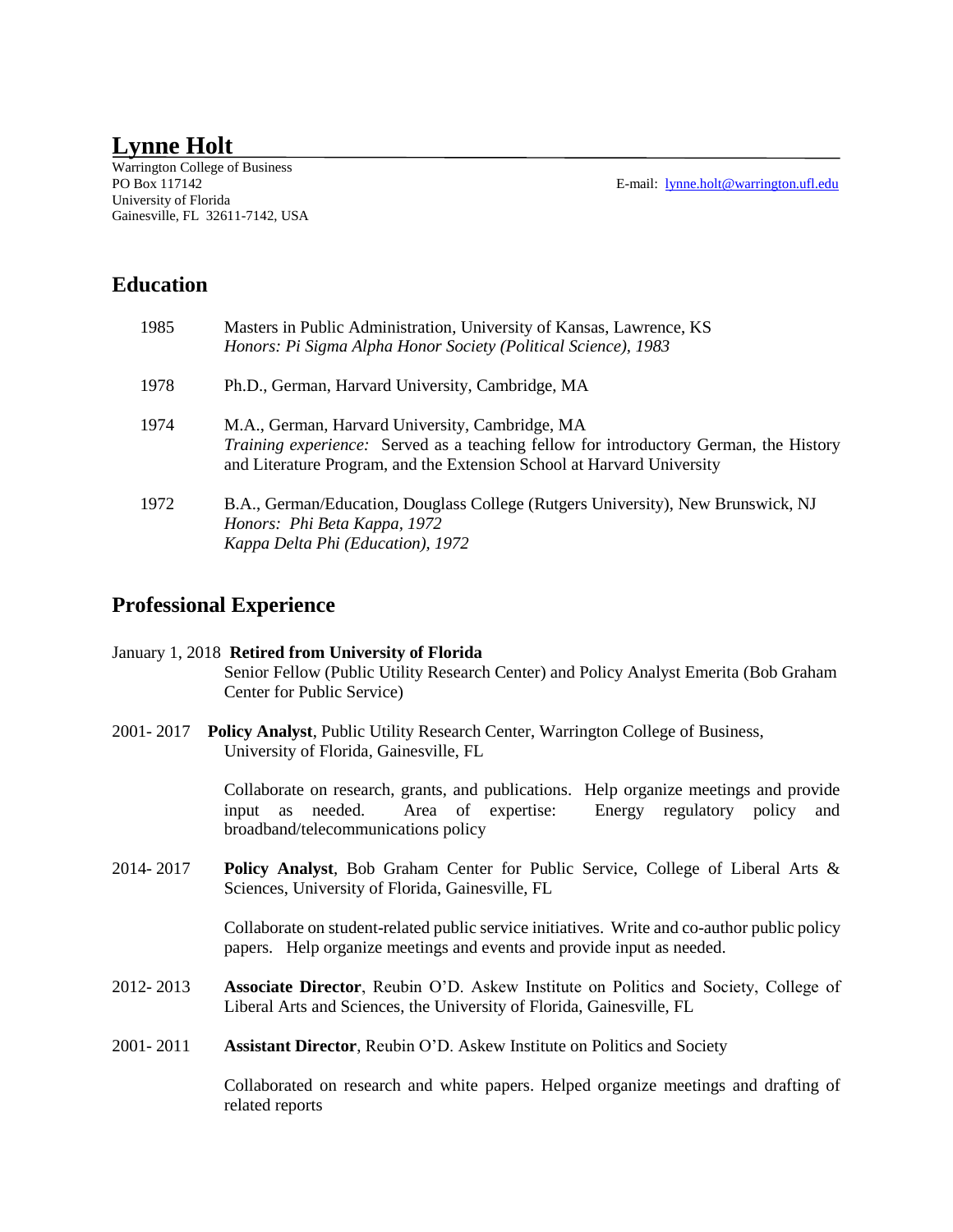# Lynne Holt

Warrington College of Business
PO Box 117142
University of Florida
Gainesville, FL 32611-7142, USA

E-mail: lynne.holt@warrington.ufl.edu

## Education

1985 Masters in Public Administration, University of Kansas, Lawrence, KS
*Honors: Pi Sigma Alpha Honor Society (Political Science), 1983*

1978 Ph.D., German, Harvard University, Cambridge, MA

1974 M.A., German, Harvard University, Cambridge, MA
*Training experience:* Served as a teaching fellow for introductory German, the History and Literature Program, and the Extension School at Harvard University

1972 B.A., German/Education, Douglass College (Rutgers University), New Brunswick, NJ
*Honors: Phi Beta Kappa, 1972*
*Kappa Delta Phi (Education), 1972*

## Professional Experience

January 1, 2018 **Retired from University of Florida**
Senior Fellow (Public Utility Research Center) and Policy Analyst Emerita (Bob Graham Center for Public Service)

2001- 2017 **Policy Analyst**, Public Utility Research Center, Warrington College of Business, University of Florida, Gainesville, FL

Collaborate on research, grants, and publications. Help organize meetings and provide input as needed. Area of expertise: Energy regulatory policy and broadband/telecommunications policy

2014- 2017 **Policy Analyst**, Bob Graham Center for Public Service, College of Liberal Arts & Sciences, University of Florida, Gainesville, FL

Collaborate on student-related public service initiatives. Write and co-author public policy papers. Help organize meetings and events and provide input as needed.

2012- 2013 **Associate Director**, Reubin O'D. Askew Institute on Politics and Society, College of Liberal Arts and Sciences, the University of Florida, Gainesville, FL

2001- 2011 **Assistant Director**, Reubin O'D. Askew Institute on Politics and Society

Collaborated on research and white papers. Helped organize meetings and drafting of related reports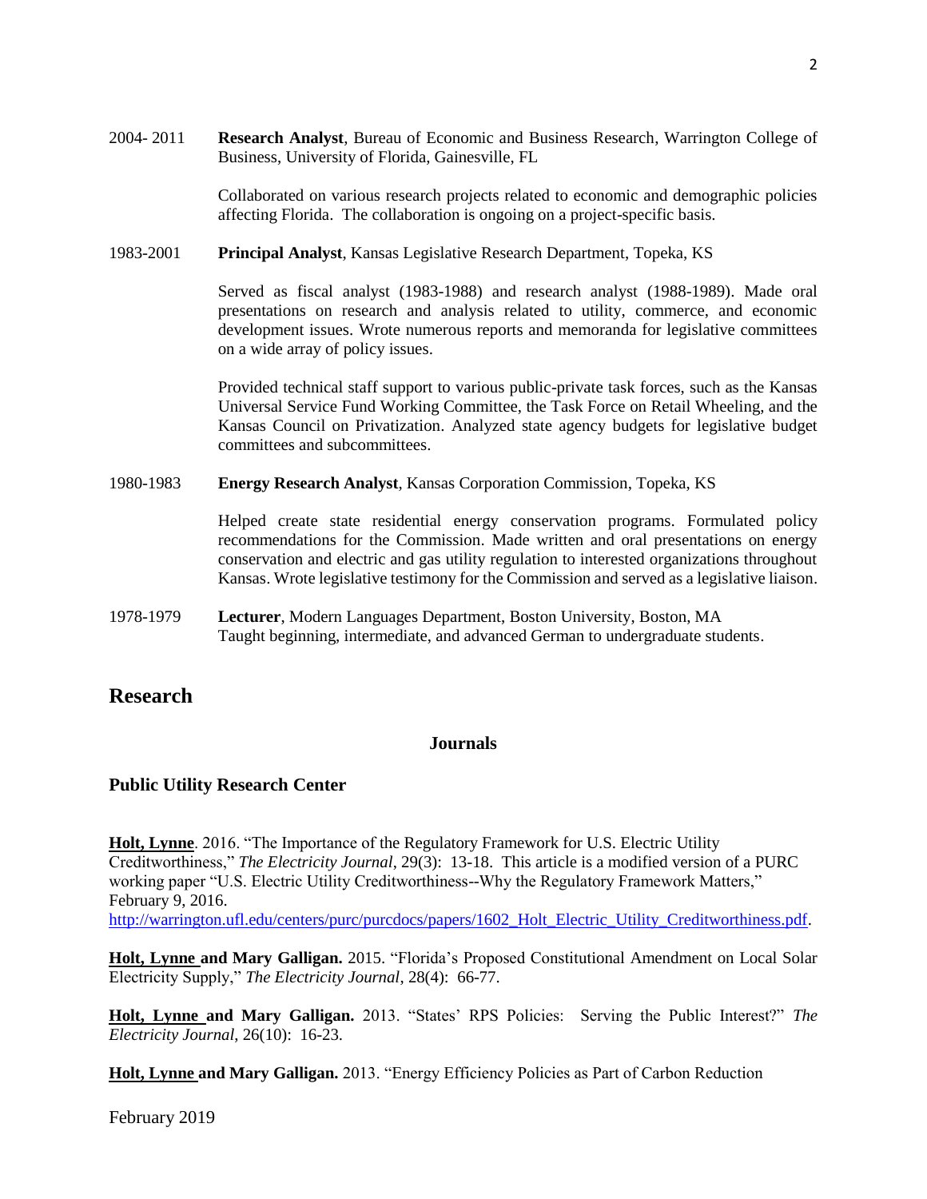2004- 2011 **Research Analyst**, Bureau of Economic and Business Research, Warrington College of Business, University of Florida, Gainesville, FL

Collaborated on various research projects related to economic and demographic policies affecting Florida. The collaboration is ongoing on a project-specific basis.

1983-2001 **Principal Analyst**, Kansas Legislative Research Department, Topeka, KS

Served as fiscal analyst (1983-1988) and research analyst (1988-1989). Made oral presentations on research and analysis related to utility, commerce, and economic development issues. Wrote numerous reports and memoranda for legislative committees on a wide array of policy issues.

Provided technical staff support to various public-private task forces, such as the Kansas Universal Service Fund Working Committee, the Task Force on Retail Wheeling, and the Kansas Council on Privatization. Analyzed state agency budgets for legislative budget committees and subcommittees.

1980-1983 **Energy Research Analyst**, Kansas Corporation Commission, Topeka, KS

Helped create state residential energy conservation programs. Formulated policy recommendations for the Commission. Made written and oral presentations on energy conservation and electric and gas utility regulation to interested organizations throughout Kansas. Wrote legislative testimony for the Commission and served as a legislative liaison.

1978-1979 **Lecturer**, Modern Languages Department, Boston University, Boston, MA
Taught beginning, intermediate, and advanced German to undergraduate students.

## Research

### Journals

#### Public Utility Research Center

**Holt, Lynne**. 2016. "The Importance of the Regulatory Framework for U.S. Electric Utility Creditworthiness," *The Electricity Journal*, 29(3): 13-18. This article is a modified version of a PURC working paper "U.S. Electric Utility Creditworthiness--Why the Regulatory Framework Matters," February 9, 2016.
http://warrington.ufl.edu/centers/purc/purcdocs/papers/1602_Holt_Electric_Utility_Creditworthiness.pdf.

**Holt, Lynne and Mary Galligan.** 2015. "Florida's Proposed Constitutional Amendment on Local Solar Electricity Supply," *The Electricity Journal*, 28(4): 66-77.

**Holt, Lynne and Mary Galligan.** 2013. "States' RPS Policies: Serving the Public Interest?" *The Electricity Journal*, 26(10): 16-23.

**Holt, Lynne and Mary Galligan.** 2013. "Energy Efficiency Policies as Part of Carbon Reduction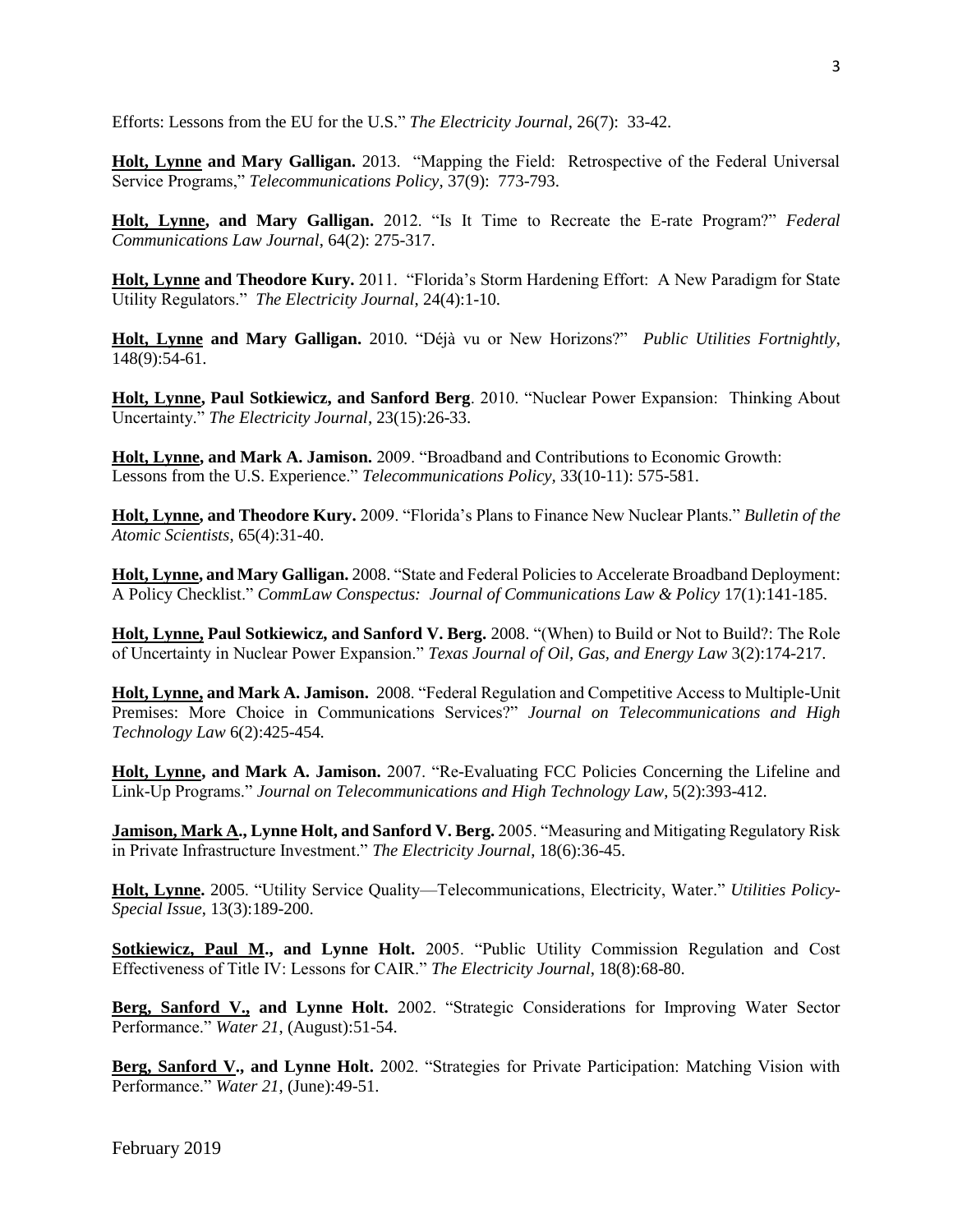Efforts: Lessons from the EU for the U.S." *The Electricity Journal*, 26(7): 33-42.

**Holt, Lynne and Mary Galligan.** 2013. "Mapping the Field: Retrospective of the Federal Universal Service Programs," *Telecommunications Policy*, 37(9): 773-793.

**Holt, Lynne, and Mary Galligan.** 2012. "Is It Time to Recreate the E-rate Program?" *Federal Communications Law Journal*, 64(2): 275-317.

**Holt, Lynne and Theodore Kury.** 2011. "Florida's Storm Hardening Effort: A New Paradigm for State Utility Regulators." *The Electricity Journal*, 24(4):1-10.

**Holt, Lynne and Mary Galligan.** 2010. "Déjà vu or New Horizons?" *Public Utilities Fortnightly*, 148(9):54-61.

**Holt, Lynne, Paul Sotkiewicz, and Sanford Berg**. 2010. "Nuclear Power Expansion: Thinking About Uncertainty." *The Electricity Journal*, 23(15):26-33.

**Holt, Lynne, and Mark A. Jamison.** 2009. "Broadband and Contributions to Economic Growth: Lessons from the U.S. Experience." *Telecommunications Policy*, 33(10-11): 575-581.

**Holt, Lynne, and Theodore Kury.** 2009. "Florida's Plans to Finance New Nuclear Plants." *Bulletin of the Atomic Scientists*, 65(4):31-40.

**Holt, Lynne, and Mary Galligan.** 2008. "State and Federal Policies to Accelerate Broadband Deployment: A Policy Checklist." *CommLaw Conspectus: Journal of Communications Law & Policy* 17(1):141-185.

**Holt, Lynne, Paul Sotkiewicz, and Sanford V. Berg.** 2008. "(When) to Build or Not to Build?: The Role of Uncertainty in Nuclear Power Expansion." *Texas Journal of Oil, Gas, and Energy Law* 3(2):174-217.

**Holt, Lynne, and Mark A. Jamison.** 2008. "Federal Regulation and Competitive Access to Multiple-Unit Premises: More Choice in Communications Services?" *Journal on Telecommunications and High Technology Law* 6(2):425-454.

**Holt, Lynne, and Mark A. Jamison.** 2007. "Re-Evaluating FCC Policies Concerning the Lifeline and Link-Up Programs." *Journal on Telecommunications and High Technology Law*, 5(2):393-412.

**Jamison, Mark A., Lynne Holt, and Sanford V. Berg.** 2005. "Measuring and Mitigating Regulatory Risk in Private Infrastructure Investment." *The Electricity Journal*, 18(6):36-45.

**Holt, Lynne.** 2005. "Utility Service Quality—Telecommunications, Electricity, Water." *Utilities Policy-Special Issue*, 13(3):189-200.

**Sotkiewicz, Paul M., and Lynne Holt.** 2005. "Public Utility Commission Regulation and Cost Effectiveness of Title IV: Lessons for CAIR." *The Electricity Journal*, 18(8):68-80.

**Berg, Sanford V., and Lynne Holt.** 2002. "Strategic Considerations for Improving Water Sector Performance." *Water 21*, (August):51-54.

**Berg, Sanford V., and Lynne Holt.** 2002. "Strategies for Private Participation: Matching Vision with Performance." *Water 21*, (June):49-51.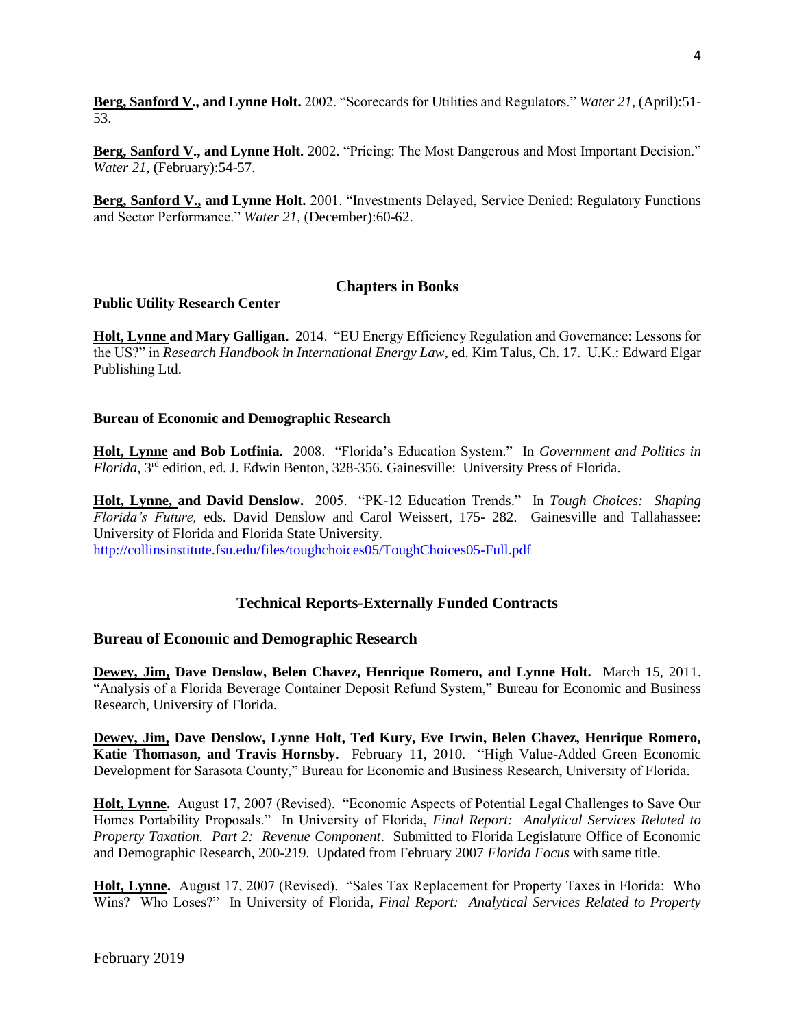**Berg, Sanford V., and Lynne Holt.** 2002. "Scorecards for Utilities and Regulators." *Water 21*, (April):51-53.

**Berg, Sanford V., and Lynne Holt.** 2002. "Pricing: The Most Dangerous and Most Important Decision." *Water 21*, (February):54-57.

**Berg, Sanford V., and Lynne Holt.** 2001. "Investments Delayed, Service Denied: Regulatory Functions and Sector Performance." *Water 21*, (December):60-62.

## Chapters in Books

**Public Utility Research Center**

**Holt, Lynne and Mary Galligan.** 2014. "EU Energy Efficiency Regulation and Governance: Lessons for the US?" in *Research Handbook in International Energy Law*, ed. Kim Talus, Ch. 17. U.K.: Edward Elgar Publishing Ltd.

**Bureau of Economic and Demographic Research**

**Holt, Lynne and Bob Lotfinia.** 2008. "Florida's Education System." In *Government and Politics in Florida,* 3rd edition, ed. J. Edwin Benton, 328-356. Gainesville: University Press of Florida.

**Holt, Lynne, and David Denslow.** 2005. "PK-12 Education Trends." In *Tough Choices: Shaping Florida's Future,* eds. David Denslow and Carol Weissert, 175- 282. Gainesville and Tallahassee: University of Florida and Florida State University.
http://collinsinstitute.fsu.edu/files/toughchoices05/ToughChoices05-Full.pdf

## Technical Reports-Externally Funded Contracts

### Bureau of Economic and Demographic Research

**Dewey, Jim, Dave Denslow, Belen Chavez, Henrique Romero, and Lynne Holt.** March 15, 2011. "Analysis of a Florida Beverage Container Deposit Refund System," Bureau for Economic and Business Research, University of Florida.

**Dewey, Jim, Dave Denslow, Lynne Holt, Ted Kury, Eve Irwin, Belen Chavez, Henrique Romero, Katie Thomason, and Travis Hornsby.** February 11, 2010. "High Value-Added Green Economic Development for Sarasota County," Bureau for Economic and Business Research, University of Florida.

**Holt, Lynne.** August 17, 2007 (Revised). "Economic Aspects of Potential Legal Challenges to Save Our Homes Portability Proposals." In University of Florida, *Final Report: Analytical Services Related to Property Taxation. Part 2: Revenue Component*. Submitted to Florida Legislature Office of Economic and Demographic Research, 200-219. Updated from February 2007 *Florida Focus* with same title.

**Holt, Lynne.** August 17, 2007 (Revised). "Sales Tax Replacement for Property Taxes in Florida: Who Wins? Who Loses?" In University of Florida, *Final Report: Analytical Services Related to Property*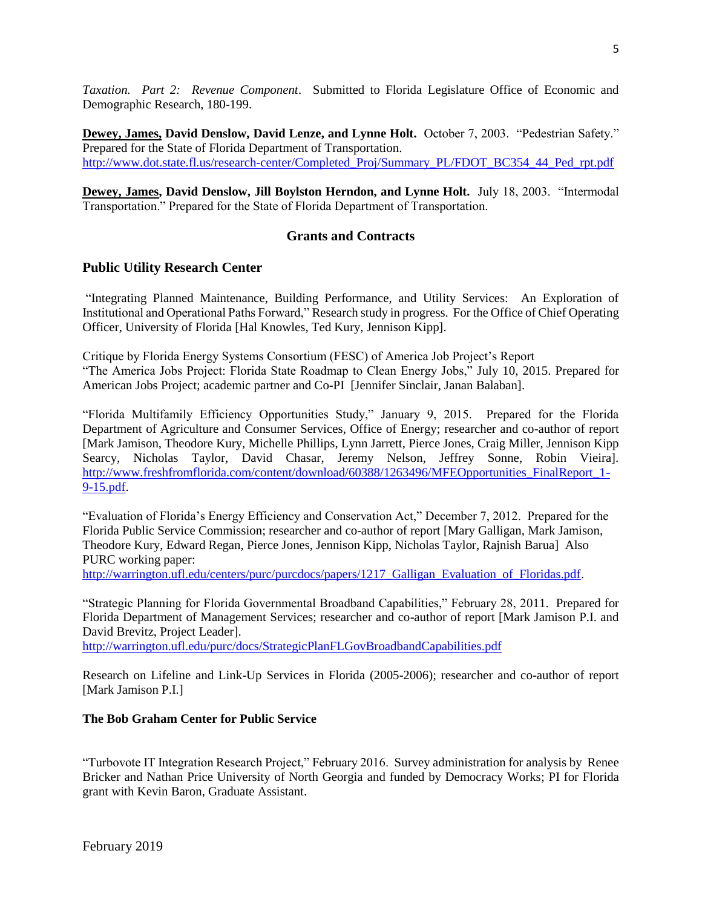*Taxation. Part 2: Revenue Component*. Submitted to Florida Legislature Office of Economic and Demographic Research, 180-199.

**Dewey, James, David Denslow, David Lenze, and Lynne Holt.** October 7, 2003. "Pedestrian Safety." Prepared for the State of Florida Department of Transportation. http://www.dot.state.fl.us/research-center/Completed_Proj/Summary_PL/FDOT_BC354_44_Ped_rpt.pdf

**Dewey, James, David Denslow, Jill Boylston Herndon, and Lynne Holt.** July 18, 2003. "Intermodal Transportation." Prepared for the State of Florida Department of Transportation.

## Grants and Contracts

### Public Utility Research Center

"Integrating Planned Maintenance, Building Performance, and Utility Services: An Exploration of Institutional and Operational Paths Forward," Research study in progress. For the Office of Chief Operating Officer, University of Florida [Hal Knowles, Ted Kury, Jennison Kipp].

Critique by Florida Energy Systems Consortium (FESC) of America Job Project's Report "The America Jobs Project: Florida State Roadmap to Clean Energy Jobs," July 10, 2015. Prepared for American Jobs Project; academic partner and Co-PI [Jennifer Sinclair, Janan Balaban].

"Florida Multifamily Efficiency Opportunities Study," January 9, 2015. Prepared for the Florida Department of Agriculture and Consumer Services, Office of Energy; researcher and co-author of report [Mark Jamison, Theodore Kury, Michelle Phillips, Lynn Jarrett, Pierce Jones, Craig Miller, Jennison Kipp Searcy, Nicholas Taylor, David Chasar, Jeremy Nelson, Jeffrey Sonne, Robin Vieira]. http://www.freshfromflorida.com/content/download/60388/1263496/MFEOpportunities_FinalReport_1-9-15.pdf.

"Evaluation of Florida's Energy Efficiency and Conservation Act," December 7, 2012. Prepared for the Florida Public Service Commission; researcher and co-author of report [Mary Galligan, Mark Jamison, Theodore Kury, Edward Regan, Pierce Jones, Jennison Kipp, Nicholas Taylor, Rajnish Barua] Also PURC working paper: http://warrington.ufl.edu/centers/purc/purcdocs/papers/1217_Galligan_Evaluation_of_Floridas.pdf.

"Strategic Planning for Florida Governmental Broadband Capabilities," February 28, 2011. Prepared for Florida Department of Management Services; researcher and co-author of report [Mark Jamison P.I. and David Brevitz, Project Leader]. http://warrington.ufl.edu/purc/docs/StrategicPlanFLGovBroadbandCapabilities.pdf

Research on Lifeline and Link-Up Services in Florida (2005-2006); researcher and co-author of report [Mark Jamison P.I.]

### The Bob Graham Center for Public Service

"Turbovote IT Integration Research Project," February 2016. Survey administration for analysis by Renee Bricker and Nathan Price University of North Georgia and funded by Democracy Works; PI for Florida grant with Kevin Baron, Graduate Assistant.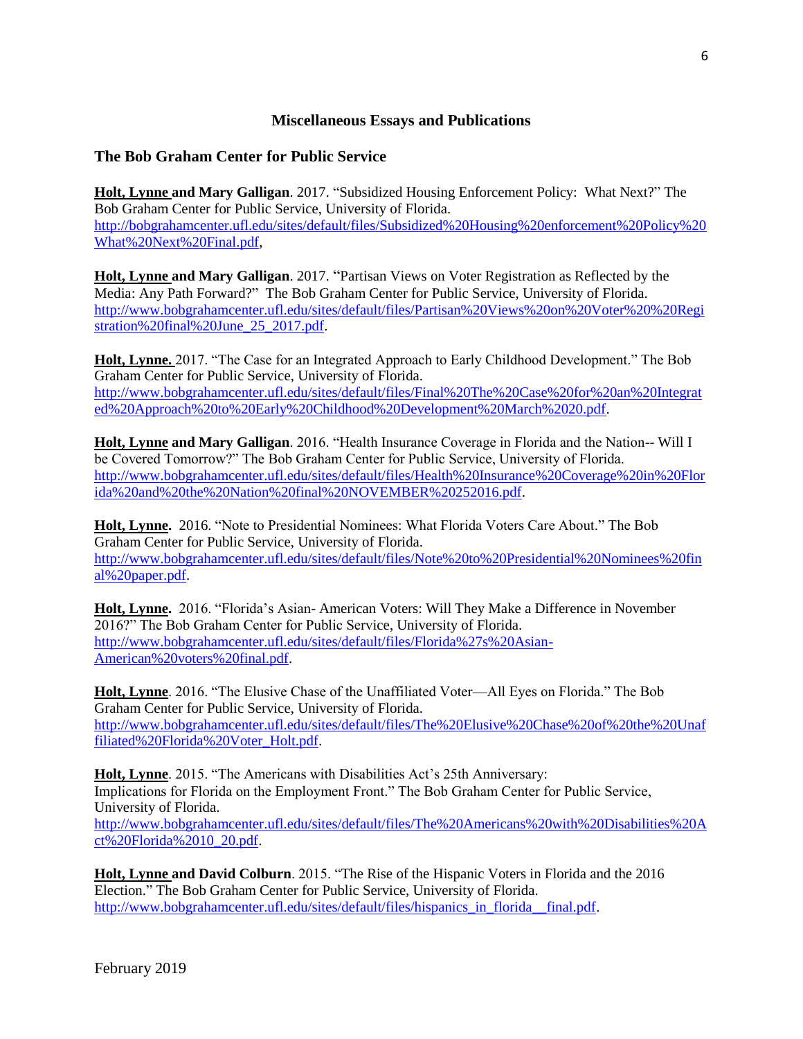## Miscellaneous Essays and Publications

### The Bob Graham Center for Public Service

**Holt, Lynne and Mary Galligan**. 2017. "Subsidized Housing Enforcement Policy: What Next?" The Bob Graham Center for Public Service, University of Florida. http://bobgrahamcenter.ufl.edu/sites/default/files/Subsidized%20Housing%20enforcement%20Policy%20What%20Next%20Final.pdf,

**Holt, Lynne and Mary Galligan**. 2017. "Partisan Views on Voter Registration as Reflected by the Media: Any Path Forward?" The Bob Graham Center for Public Service, University of Florida. http://www.bobgrahamcenter.ufl.edu/sites/default/files/Partisan%20Views%20on%20Voter%20%20Registration%20final%20June_25_2017.pdf.

**Holt, Lynne.** 2017. "The Case for an Integrated Approach to Early Childhood Development." The Bob Graham Center for Public Service, University of Florida. http://www.bobgrahamcenter.ufl.edu/sites/default/files/Final%20The%20Case%20for%20an%20Integrated%20Approach%20to%20Early%20Childhood%20Development%20March%2020.pdf.

**Holt, Lynne and Mary Galligan**. 2016. "Health Insurance Coverage in Florida and the Nation-- Will I be Covered Tomorrow?" The Bob Graham Center for Public Service, University of Florida. http://www.bobgrahamcenter.ufl.edu/sites/default/files/Health%20Insurance%20Coverage%20in%20Florida%20and%20the%20Nation%20final%20NOVEMBER%20252016.pdf.

**Holt, Lynne.** 2016. "Note to Presidential Nominees: What Florida Voters Care About." The Bob Graham Center for Public Service, University of Florida. http://www.bobgrahamcenter.ufl.edu/sites/default/files/Note%20to%20Presidential%20Nominees%20final%20paper.pdf.

**Holt, Lynne.** 2016. "Florida's Asian- American Voters: Will They Make a Difference in November 2016?" The Bob Graham Center for Public Service, University of Florida. http://www.bobgrahamcenter.ufl.edu/sites/default/files/Florida%27s%20Asian-American%20voters%20final.pdf.

**Holt, Lynne**. 2016. "The Elusive Chase of the Unaffiliated Voter—All Eyes on Florida." The Bob Graham Center for Public Service, University of Florida. http://www.bobgrahamcenter.ufl.edu/sites/default/files/The%20Elusive%20Chase%20of%20the%20Unaffiliated%20Florida%20Voter_Holt.pdf.

**Holt, Lynne**. 2015. "The Americans with Disabilities Act's 25th Anniversary: Implications for Florida on the Employment Front." The Bob Graham Center for Public Service, University of Florida. http://www.bobgrahamcenter.ufl.edu/sites/default/files/The%20Americans%20with%20Disabilities%20Act%20Florida%2010_20.pdf.

**Holt, Lynne and David Colburn**. 2015. "The Rise of the Hispanic Voters in Florida and the 2016 Election." The Bob Graham Center for Public Service, University of Florida. http://www.bobgrahamcenter.ufl.edu/sites/default/files/hispanics_in_florida__final.pdf.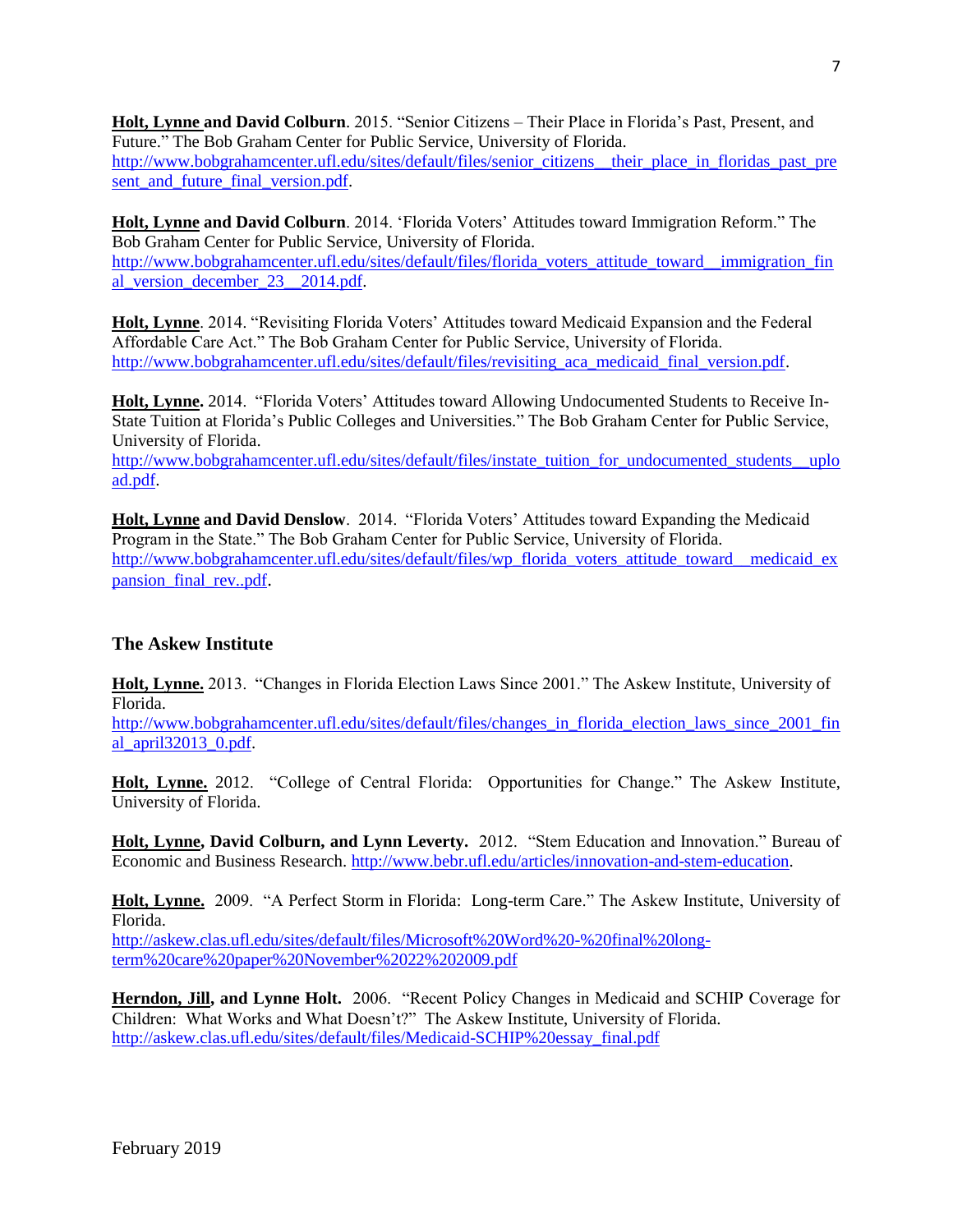**Holt, Lynne and David Colburn**. 2015. "Senior Citizens – Their Place in Florida's Past, Present, and Future." The Bob Graham Center for Public Service, University of Florida. http://www.bobgrahamcenter.ufl.edu/sites/default/files/senior_citizens__their_place_in_floridas_past_present_and_future_final_version.pdf.

**Holt, Lynne and David Colburn**. 2014. 'Florida Voters' Attitudes toward Immigration Reform." The Bob Graham Center for Public Service, University of Florida. http://www.bobgrahamcenter.ufl.edu/sites/default/files/florida_voters_attitude_toward__immigration_final_version_december_23__2014.pdf.

**Holt, Lynne**. 2014. "Revisiting Florida Voters' Attitudes toward Medicaid Expansion and the Federal Affordable Care Act." The Bob Graham Center for Public Service, University of Florida. http://www.bobgrahamcenter.ufl.edu/sites/default/files/revisiting_aca_medicaid_final_version.pdf.

**Holt, Lynne.** 2014. "Florida Voters' Attitudes toward Allowing Undocumented Students to Receive In-State Tuition at Florida's Public Colleges and Universities." The Bob Graham Center for Public Service, University of Florida. http://www.bobgrahamcenter.ufl.edu/sites/default/files/instate_tuition_for_undocumented_students__upload.pdf.

**Holt, Lynne and David Denslow**. 2014. "Florida Voters' Attitudes toward Expanding the Medicaid Program in the State." The Bob Graham Center for Public Service, University of Florida. http://www.bobgrahamcenter.ufl.edu/sites/default/files/wp_florida_voters_attitude_toward__medicaid_expansion_final_rev..pdf.

### The Askew Institute

**Holt, Lynne.** 2013. "Changes in Florida Election Laws Since 2001." The Askew Institute, University of Florida. http://www.bobgrahamcenter.ufl.edu/sites/default/files/changes_in_florida_election_laws_since_2001_final_april32013_0.pdf.

**Holt, Lynne.** 2012. "College of Central Florida: Opportunities for Change." The Askew Institute, University of Florida.

**Holt, Lynne, David Colburn, and Lynn Leverty.** 2012. "Stem Education and Innovation." Bureau of Economic and Business Research. http://www.bebr.ufl.edu/articles/innovation-and-stem-education.

**Holt, Lynne.** 2009. "A Perfect Storm in Florida: Long-term Care." The Askew Institute, University of Florida. http://askew.clas.ufl.edu/sites/default/files/Microsoft%20Word%20-%20final%20long-term%20care%20paper%20November%2022%202009.pdf

**Herndon, Jill, and Lynne Holt.** 2006. "Recent Policy Changes in Medicaid and SCHIP Coverage for Children: What Works and What Doesn't?" The Askew Institute, University of Florida. http://askew.clas.ufl.edu/sites/default/files/Medicaid-SCHIP%20essay_final.pdf

February 2019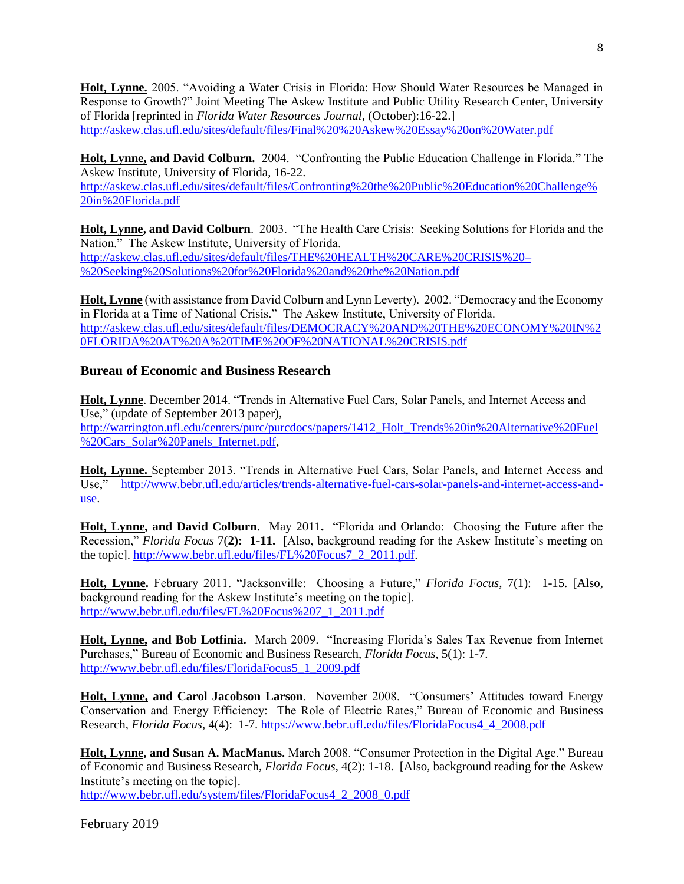**Holt, Lynne.** 2005. "Avoiding a Water Crisis in Florida: How Should Water Resources be Managed in Response to Growth?" Joint Meeting The Askew Institute and Public Utility Research Center, University of Florida [reprinted in *Florida Water Resources Journal*, (October):16-22.] http://askew.clas.ufl.edu/sites/default/files/Final%20%20Askew%20Essay%20on%20Water.pdf

**Holt, Lynne, and David Colburn.** 2004. "Confronting the Public Education Challenge in Florida." The Askew Institute, University of Florida, 16-22. http://askew.clas.ufl.edu/sites/default/files/Confronting%20the%20Public%20Education%20Challenge%20in%20Florida.pdf

**Holt, Lynne, and David Colburn**. 2003. "The Health Care Crisis: Seeking Solutions for Florida and the Nation." The Askew Institute, University of Florida. http://askew.clas.ufl.edu/sites/default/files/THE%20HEALTH%20CARE%20CRISIS%20–%20Seeking%20Solutions%20for%20Florida%20and%20the%20Nation.pdf

**Holt, Lynne** (with assistance from David Colburn and Lynn Leverty). 2002. "Democracy and the Economy in Florida at a Time of National Crisis." The Askew Institute, University of Florida. http://askew.clas.ufl.edu/sites/default/files/DEMOCRACY%20AND%20THE%20ECONOMY%20IN%20FLORIDA%20AT%20A%20TIME%20OF%20NATIONAL%20CRISIS.pdf

### Bureau of Economic and Business Research

**Holt, Lynne**. December 2014. "Trends in Alternative Fuel Cars, Solar Panels, and Internet Access and Use," (update of September 2013 paper), http://warrington.ufl.edu/centers/purc/purcdocs/papers/1412_Holt_Trends%20in%20Alternative%20Fuel%20Cars_Solar%20Panels_Internet.pdf,

**Holt, Lynne.** September 2013. "Trends in Alternative Fuel Cars, Solar Panels, and Internet Access and Use," http://www.bebr.ufl.edu/articles/trends-alternative-fuel-cars-solar-panels-and-internet-access-and-use.

**Holt, Lynne, and David Colburn**. May 2011**.** "Florida and Orlando: Choosing the Future after the Recession," *Florida Focus* 7(**2): 1-11.** [Also, background reading for the Askew Institute's meeting on the topic]. http://www.bebr.ufl.edu/files/FL%20Focus7_2_2011.pdf.

**Holt, Lynne.** February 2011. "Jacksonville: Choosing a Future," *Florida Focus*, 7(1): 1-15. [Also, background reading for the Askew Institute's meeting on the topic]. http://www.bebr.ufl.edu/files/FL%20Focus%207_1_2011.pdf

**Holt, Lynne, and Bob Lotfinia.** March 2009. "Increasing Florida's Sales Tax Revenue from Internet Purchases," Bureau of Economic and Business Research, *Florida Focus*, 5(1): 1-7. http://www.bebr.ufl.edu/files/FloridaFocus5_1_2009.pdf

**Holt, Lynne, and Carol Jacobson Larson**. November 2008. "Consumers' Attitudes toward Energy Conservation and Energy Efficiency: The Role of Electric Rates," Bureau of Economic and Business Research, *Florida Focus,* 4(4): 1-7. https://www.bebr.ufl.edu/files/FloridaFocus4_4_2008.pdf

**Holt, Lynne, and Susan A. MacManus.** March 2008. "Consumer Protection in the Digital Age." Bureau of Economic and Business Research, *Florida Focus*, 4(2): 1-18. [Also, background reading for the Askew Institute's meeting on the topic]. http://www.bebr.ufl.edu/system/files/FloridaFocus4_2_2008_0.pdf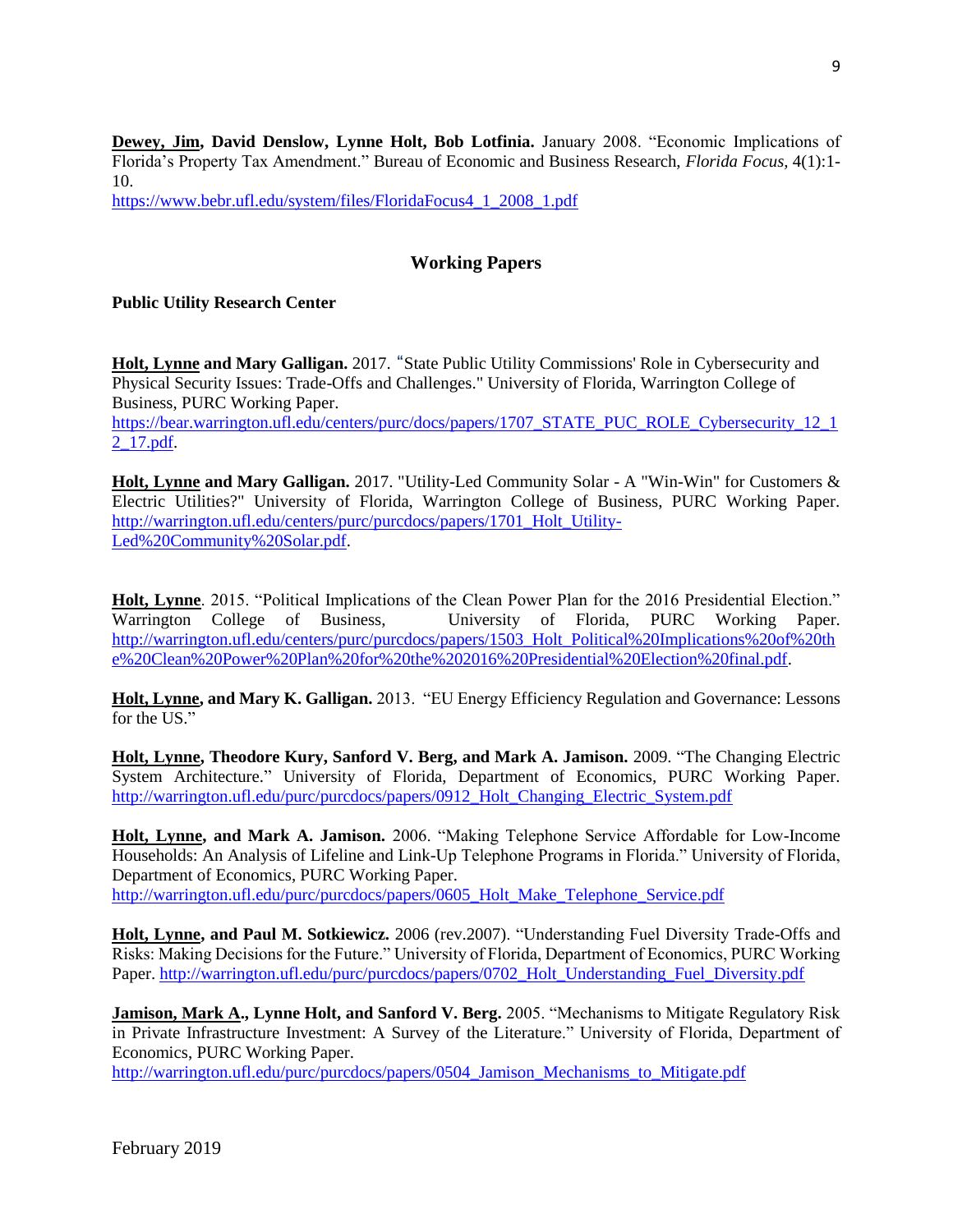**Dewey, Jim, David Denslow, Lynne Holt, Bob Lotfinia.** January 2008. "Economic Implications of Florida's Property Tax Amendment." Bureau of Economic and Business Research, *Florida Focus,* 4(1):1-10.
https://www.bebr.ufl.edu/system/files/FloridaFocus4_1_2008_1.pdf

## Working Papers

### Public Utility Research Center

**Holt, Lynne and Mary Galligan.** 2017. "State Public Utility Commissions' Role in Cybersecurity and Physical Security Issues: Trade-Offs and Challenges." University of Florida, Warrington College of Business, PURC Working Paper.
https://bear.warrington.ufl.edu/centers/purc/docs/papers/1707_STATE_PUC_ROLE_Cybersecurity_12_12_17.pdf.

**Holt, Lynne and Mary Galligan.** 2017. "Utility-Led Community Solar - A "Win-Win" for Customers & Electric Utilities?" University of Florida, Warrington College of Business, PURC Working Paper. http://warrington.ufl.edu/centers/purc/purcdocs/papers/1701_Holt_Utility-Led%20Community%20Solar.pdf.

**Holt, Lynne**. 2015. "Political Implications of the Clean Power Plan for the 2016 Presidential Election." Warrington College of Business, University of Florida, PURC Working Paper. http://warrington.ufl.edu/centers/purc/purcdocs/papers/1503_Holt_Political%20Implications%20of%20the%20Clean%20Power%20Plan%20for%20the%202016%20Presidential%20Election%20final.pdf.

**Holt, Lynne, and Mary K. Galligan.** 2013. "EU Energy Efficiency Regulation and Governance: Lessons for the US."

**Holt, Lynne, Theodore Kury, Sanford V. Berg, and Mark A. Jamison.** 2009. "The Changing Electric System Architecture." University of Florida, Department of Economics, PURC Working Paper. http://warrington.ufl.edu/purc/purcdocs/papers/0912_Holt_Changing_Electric_System.pdf

**Holt, Lynne, and Mark A. Jamison.** 2006. "Making Telephone Service Affordable for Low-Income Households: An Analysis of Lifeline and Link-Up Telephone Programs in Florida." University of Florida, Department of Economics, PURC Working Paper.
http://warrington.ufl.edu/purc/purcdocs/papers/0605_Holt_Make_Telephone_Service.pdf

**Holt, Lynne, and Paul M. Sotkiewicz.** 2006 (rev.2007). "Understanding Fuel Diversity Trade-Offs and Risks: Making Decisions for the Future." University of Florida, Department of Economics, PURC Working Paper. http://warrington.ufl.edu/purc/purcdocs/papers/0702_Holt_Understanding_Fuel_Diversity.pdf

**Jamison, Mark A., Lynne Holt, and Sanford V. Berg.** 2005. "Mechanisms to Mitigate Regulatory Risk in Private Infrastructure Investment: A Survey of the Literature." University of Florida, Department of Economics, PURC Working Paper.
http://warrington.ufl.edu/purc/purcdocs/papers/0504_Jamison_Mechanisms_to_Mitigate.pdf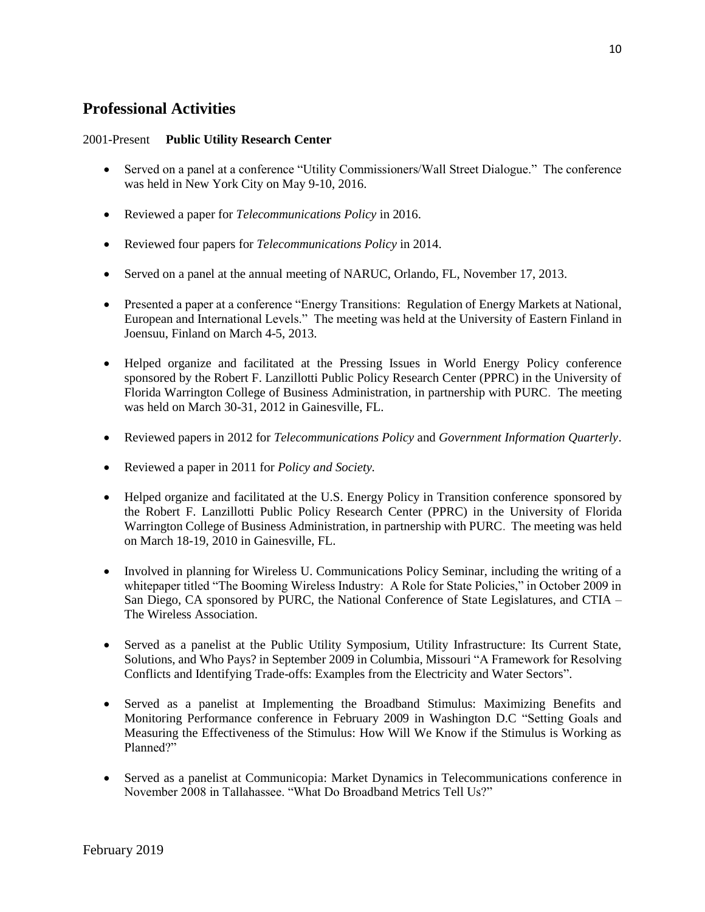## Professional Activities

2001-Present **Public Utility Research Center**

- Served on a panel at a conference "Utility Commissioners/Wall Street Dialogue." The conference was held in New York City on May 9-10, 2016.
- Reviewed a paper for *Telecommunications Policy* in 2016.
- Reviewed four papers for *Telecommunications Policy* in 2014.
- Served on a panel at the annual meeting of NARUC, Orlando, FL, November 17, 2013.
- Presented a paper at a conference "Energy Transitions: Regulation of Energy Markets at National, European and International Levels." The meeting was held at the University of Eastern Finland in Joensuu, Finland on March 4-5, 2013.
- Helped organize and facilitated at the Pressing Issues in World Energy Policy conference sponsored by the Robert F. Lanzillotti Public Policy Research Center (PPRC) in the University of Florida Warrington College of Business Administration, in partnership with PURC. The meeting was held on March 30-31, 2012 in Gainesville, FL.
- Reviewed papers in 2012 for *Telecommunications Policy* and *Government Information Quarterly*.
- Reviewed a paper in 2011 for *Policy and Society.*
- Helped organize and facilitated at the U.S. Energy Policy in Transition conference sponsored by the Robert F. Lanzillotti Public Policy Research Center (PPRC) in the University of Florida Warrington College of Business Administration, in partnership with PURC. The meeting was held on March 18-19, 2010 in Gainesville, FL.
- Involved in planning for Wireless U. Communications Policy Seminar, including the writing of a whitepaper titled "The Booming Wireless Industry: A Role for State Policies," in October 2009 in San Diego, CA sponsored by PURC, the National Conference of State Legislatures, and CTIA – The Wireless Association.
- Served as a panelist at the Public Utility Symposium, Utility Infrastructure: Its Current State, Solutions, and Who Pays? in September 2009 in Columbia, Missouri "A Framework for Resolving Conflicts and Identifying Trade-offs: Examples from the Electricity and Water Sectors".
- Served as a panelist at Implementing the Broadband Stimulus: Maximizing Benefits and Monitoring Performance conference in February 2009 in Washington D.C "Setting Goals and Measuring the Effectiveness of the Stimulus: How Will We Know if the Stimulus is Working as Planned?"
- Served as a panelist at Communicopia: Market Dynamics in Telecommunications conference in November 2008 in Tallahassee. "What Do Broadband Metrics Tell Us?"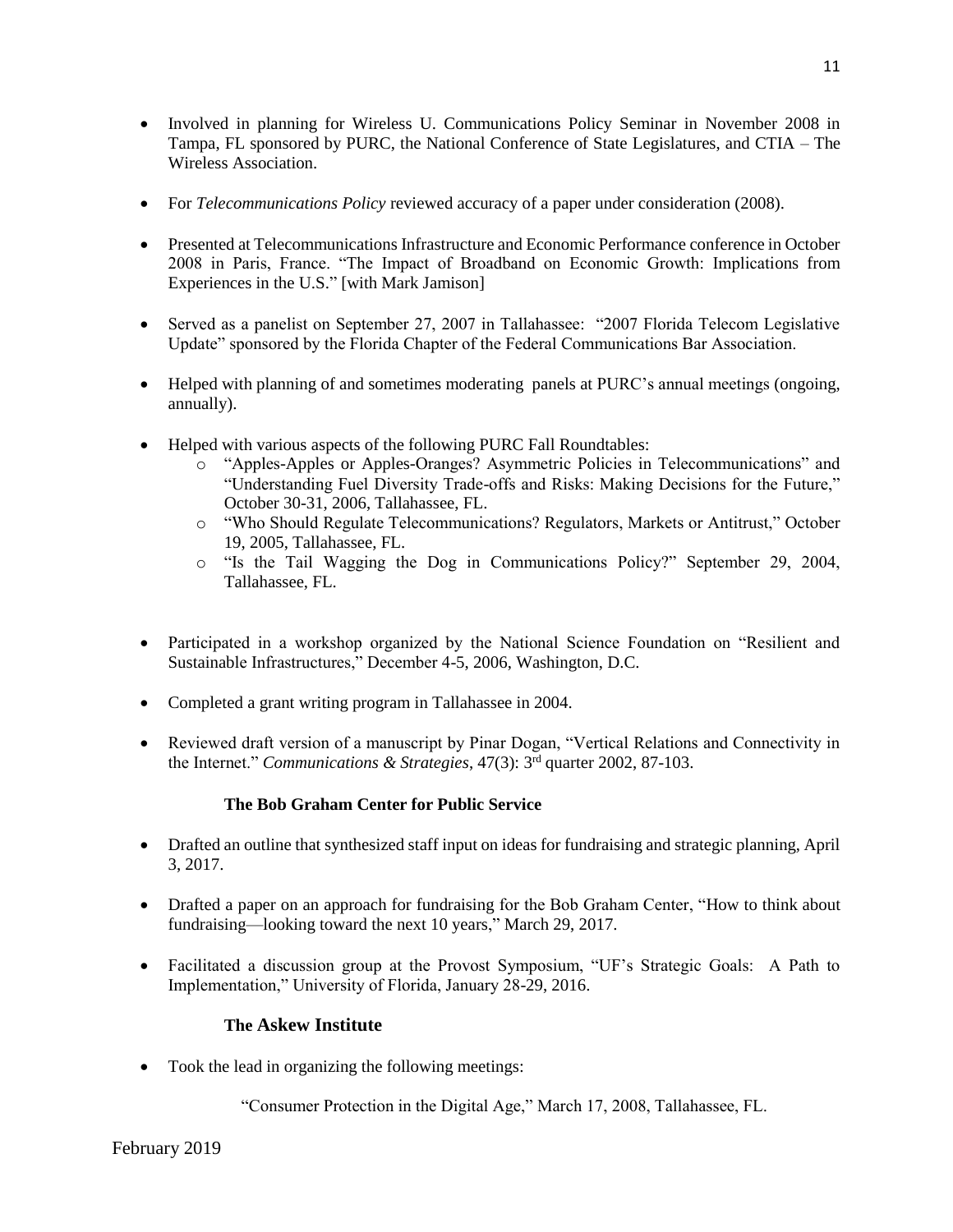- Involved in planning for Wireless U. Communications Policy Seminar in November 2008 in Tampa, FL sponsored by PURC, the National Conference of State Legislatures, and CTIA – The Wireless Association.

- For *Telecommunications Policy* reviewed accuracy of a paper under consideration (2008).

- Presented at Telecommunications Infrastructure and Economic Performance conference in October 2008 in Paris, France. "The Impact of Broadband on Economic Growth: Implications from Experiences in the U.S." [with Mark Jamison]

- Served as a panelist on September 27, 2007 in Tallahassee: "2007 Florida Telecom Legislative Update" sponsored by the Florida Chapter of the Federal Communications Bar Association.

- Helped with planning of and sometimes moderating panels at PURC's annual meetings (ongoing, annually).

- Helped with various aspects of the following PURC Fall Roundtables:
    - "Apples-Apples or Apples-Oranges? Asymmetric Policies in Telecommunications" and "Understanding Fuel Diversity Trade-offs and Risks: Making Decisions for the Future," October 30-31, 2006, Tallahassee, FL.
    - "Who Should Regulate Telecommunications? Regulators, Markets or Antitrust," October 19, 2005, Tallahassee, FL.
    - "Is the Tail Wagging the Dog in Communications Policy?" September 29, 2004, Tallahassee, FL.

- Participated in a workshop organized by the National Science Foundation on "Resilient and Sustainable Infrastructures," December 4-5, 2006, Washington, D.C.

- Completed a grant writing program in Tallahassee in 2004.

- Reviewed draft version of a manuscript by Pinar Dogan, "Vertical Relations and Connectivity in the Internet." *Communications & Strategies*, 47(3): 3rd quarter 2002, 87-103.

**The Bob Graham Center for Public Service**

- Drafted an outline that synthesized staff input on ideas for fundraising and strategic planning, April 3, 2017.

- Drafted a paper on an approach for fundraising for the Bob Graham Center, "How to think about fundraising—looking toward the next 10 years," March 29, 2017.

- Facilitated a discussion group at the Provost Symposium, "UF's Strategic Goals: A Path to Implementation," University of Florida, January 28-29, 2016.

**The Askew Institute**

- Took the lead in organizing the following meetings:

  "Consumer Protection in the Digital Age," March 17, 2008, Tallahassee, FL.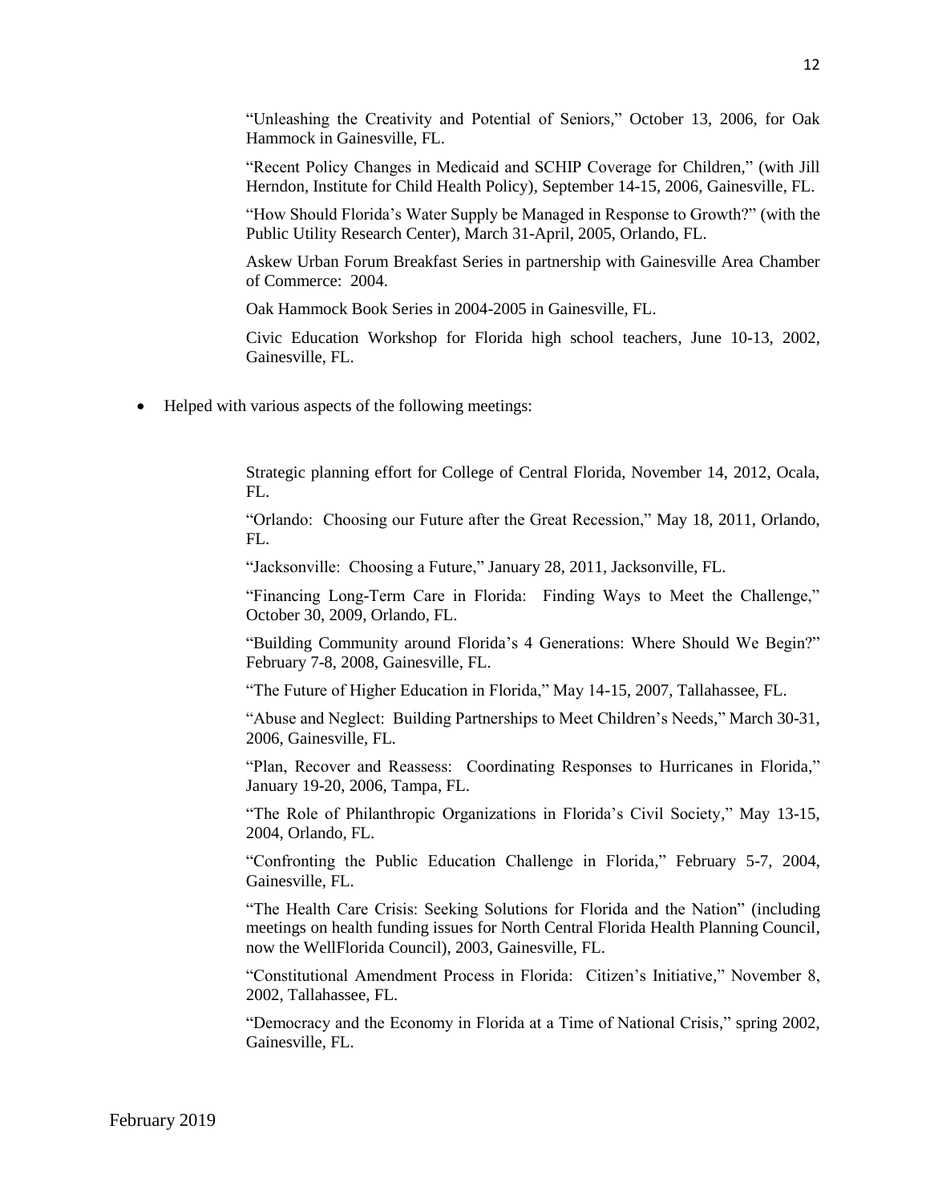"Unleashing the Creativity and Potential of Seniors," October 13, 2006, for Oak Hammock in Gainesville, FL.

"Recent Policy Changes in Medicaid and SCHIP Coverage for Children," (with Jill Herndon, Institute for Child Health Policy), September 14-15, 2006, Gainesville, FL.

"How Should Florida's Water Supply be Managed in Response to Growth?" (with the Public Utility Research Center), March 31-April, 2005, Orlando, FL.

Askew Urban Forum Breakfast Series in partnership with Gainesville Area Chamber of Commerce: 2004.

Oak Hammock Book Series in 2004-2005 in Gainesville, FL.

Civic Education Workshop for Florida high school teachers, June 10-13, 2002, Gainesville, FL.

- Helped with various aspects of the following meetings:

Strategic planning effort for College of Central Florida, November 14, 2012, Ocala, FL.

"Orlando: Choosing our Future after the Great Recession," May 18, 2011, Orlando, FL.

"Jacksonville: Choosing a Future," January 28, 2011, Jacksonville, FL.

"Financing Long-Term Care in Florida: Finding Ways to Meet the Challenge," October 30, 2009, Orlando, FL.

"Building Community around Florida's 4 Generations: Where Should We Begin?" February 7-8, 2008, Gainesville, FL.

"The Future of Higher Education in Florida," May 14-15, 2007, Tallahassee, FL.

"Abuse and Neglect: Building Partnerships to Meet Children's Needs," March 30-31, 2006, Gainesville, FL.

"Plan, Recover and Reassess: Coordinating Responses to Hurricanes in Florida," January 19-20, 2006, Tampa, FL.

"The Role of Philanthropic Organizations in Florida's Civil Society," May 13-15, 2004, Orlando, FL.

"Confronting the Public Education Challenge in Florida," February 5-7, 2004, Gainesville, FL.

"The Health Care Crisis: Seeking Solutions for Florida and the Nation" (including meetings on health funding issues for North Central Florida Health Planning Council, now the WellFlorida Council), 2003, Gainesville, FL.

"Constitutional Amendment Process in Florida: Citizen's Initiative," November 8, 2002, Tallahassee, FL.

"Democracy and the Economy in Florida at a Time of National Crisis," spring 2002, Gainesville, FL.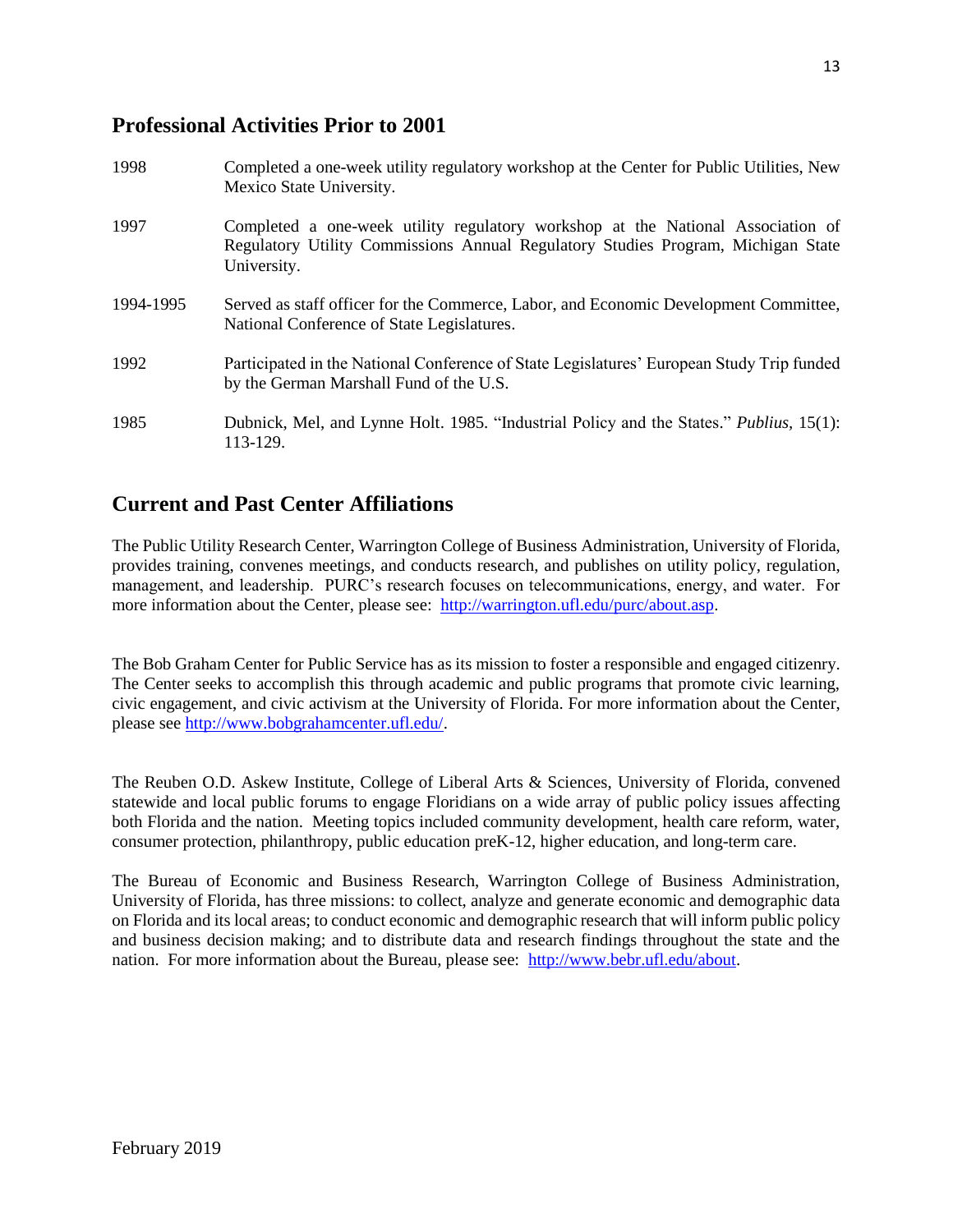## Professional Activities Prior to 2001

| | |
|---|---|
| 1998 | Completed a one-week utility regulatory workshop at the Center for Public Utilities, New Mexico State University. |
| 1997 | Completed a one-week utility regulatory workshop at the National Association of Regulatory Utility Commissions Annual Regulatory Studies Program, Michigan State University. |
| 1994-1995 | Served as staff officer for the Commerce, Labor, and Economic Development Committee, National Conference of State Legislatures. |
| 1992 | Participated in the National Conference of State Legislatures' European Study Trip funded by the German Marshall Fund of the U.S. |
| 1985 | Dubnick, Mel, and Lynne Holt. 1985. "Industrial Policy and the States." *Publius*, 15(1): 113-129. |

## Current and Past Center Affiliations

The Public Utility Research Center, Warrington College of Business Administration, University of Florida, provides training, convenes meetings, and conducts research, and publishes on utility policy, regulation, management, and leadership. PURC's research focuses on telecommunications, energy, and water. For more information about the Center, please see: http://warrington.ufl.edu/purc/about.asp.

The Bob Graham Center for Public Service has as its mission to foster a responsible and engaged citizenry. The Center seeks to accomplish this through academic and public programs that promote civic learning, civic engagement, and civic activism at the University of Florida. For more information about the Center, please see http://www.bobgrahamcenter.ufl.edu/.

The Reuben O.D. Askew Institute, College of Liberal Arts & Sciences, University of Florida, convened statewide and local public forums to engage Floridians on a wide array of public policy issues affecting both Florida and the nation. Meeting topics included community development, health care reform, water, consumer protection, philanthropy, public education preK-12, higher education, and long-term care.

The Bureau of Economic and Business Research, Warrington College of Business Administration, University of Florida, has three missions: to collect, analyze and generate economic and demographic data on Florida and its local areas; to conduct economic and demographic research that will inform public policy and business decision making; and to distribute data and research findings throughout the state and the nation. For more information about the Bureau, please see: http://www.bebr.ufl.edu/about.

February 2019